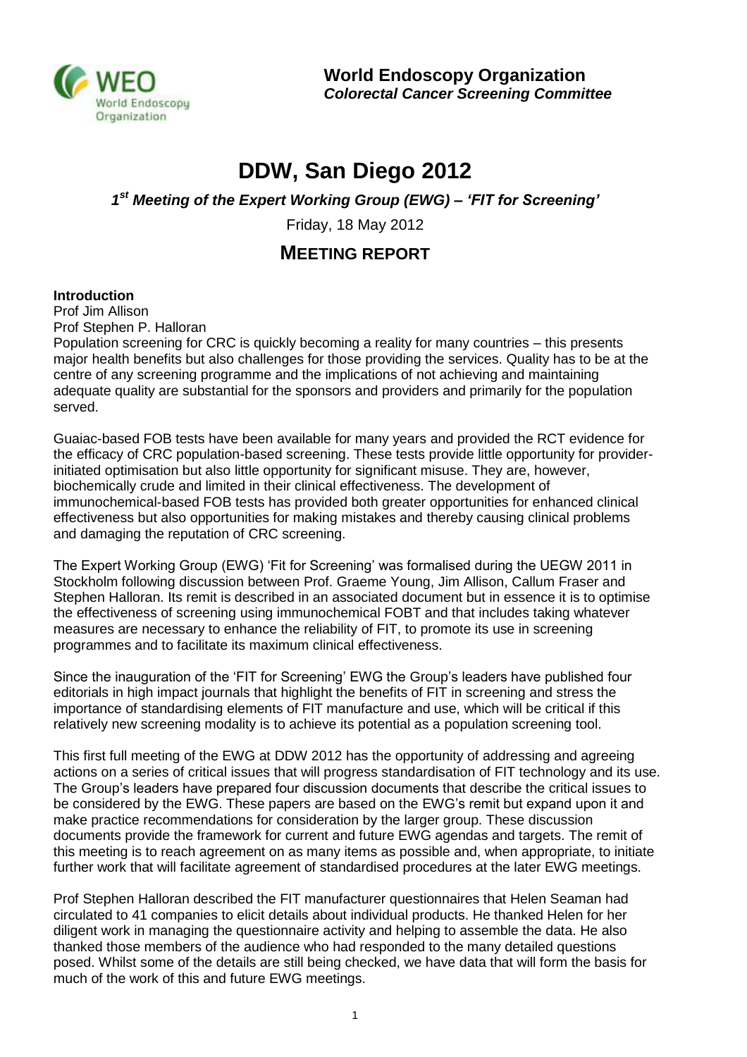**World Endoscopy Organization**
***Colorectal Cancer Screening Committee***

# DDW, San Diego 2012

## *1st Meeting of the Expert Working Group (EWG) – 'FIT for Screening'*

Friday, 18 May 2012

## MEETING REPORT

**Introduction**

Prof Jim Allison
Prof Stephen P. Halloran

Population screening for CRC is quickly becoming a reality for many countries – this presents major health benefits but also challenges for those providing the services. Quality has to be at the centre of any screening programme and the implications of not achieving and maintaining adequate quality are substantial for the sponsors and providers and primarily for the population served.

Guaiac-based FOB tests have been available for many years and provided the RCT evidence for the efficacy of CRC population-based screening. These tests provide little opportunity for provider-initiated optimisation but also little opportunity for significant misuse. They are, however, biochemically crude and limited in their clinical effectiveness. The development of immunochemical-based FOB tests has provided both greater opportunities for enhanced clinical effectiveness but also opportunities for making mistakes and thereby causing clinical problems and damaging the reputation of CRC screening.

The Expert Working Group (EWG) 'Fit for Screening' was formalised during the UEGW 2011 in Stockholm following discussion between Prof. Graeme Young, Jim Allison, Callum Fraser and Stephen Halloran. Its remit is described in an associated document but in essence it is to optimise the effectiveness of screening using immunochemical FOBT and that includes taking whatever measures are necessary to enhance the reliability of FIT, to promote its use in screening programmes and to facilitate its maximum clinical effectiveness.

Since the inauguration of the 'FIT for Screening' EWG the Group's leaders have published four editorials in high impact journals that highlight the benefits of FIT in screening and stress the importance of standardising elements of FIT manufacture and use, which will be critical if this relatively new screening modality is to achieve its potential as a population screening tool.

This first full meeting of the EWG at DDW 2012 has the opportunity of addressing and agreeing actions on a series of critical issues that will progress standardisation of FIT technology and its use. The Group's leaders have prepared four discussion documents that describe the critical issues to be considered by the EWG. These papers are based on the EWG's remit but expand upon it and make practice recommendations for consideration by the larger group. These discussion documents provide the framework for current and future EWG agendas and targets. The remit of this meeting is to reach agreement on as many items as possible and, when appropriate, to initiate further work that will facilitate agreement of standardised procedures at the later EWG meetings.

Prof Stephen Halloran described the FIT manufacturer questionnaires that Helen Seaman had circulated to 41 companies to elicit details about individual products. He thanked Helen for her diligent work in managing the questionnaire activity and helping to assemble the data. He also thanked those members of the audience who had responded to the many detailed questions posed. Whilst some of the details are still being checked, we have data that will form the basis for much of the work of this and future EWG meetings.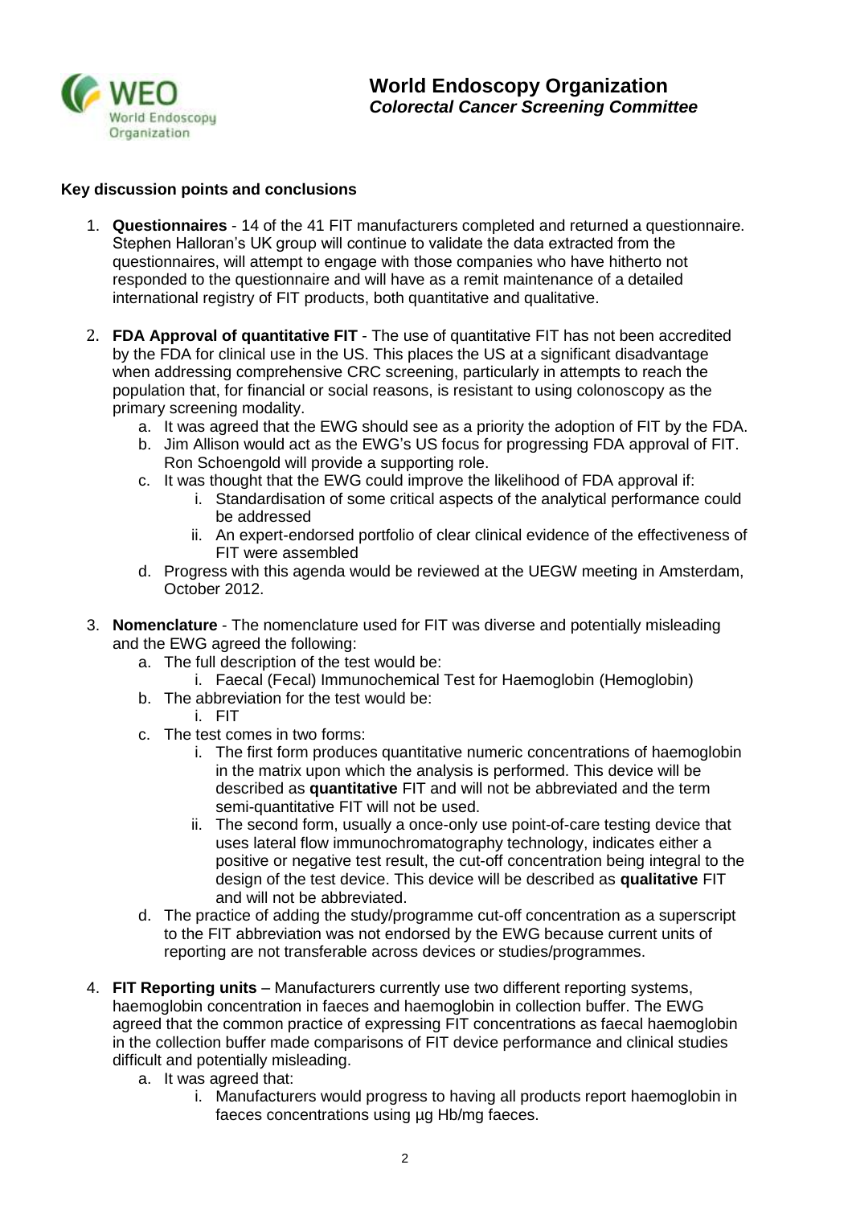# World Endoscopy Organization
## *Colorectal Cancer Screening Committee*

**Key discussion points and conclusions**

1. **Questionnaires** - 14 of the 41 FIT manufacturers completed and returned a questionnaire. Stephen Halloran's UK group will continue to validate the data extracted from the questionnaires, will attempt to engage with those companies who have hitherto not responded to the questionnaire and will have as a remit maintenance of a detailed international registry of FIT products, both quantitative and qualitative.

2. **FDA Approval of quantitative FIT** - The use of quantitative FIT has not been accredited by the FDA for clinical use in the US. This places the US at a significant disadvantage when addressing comprehensive CRC screening, particularly in attempts to reach the population that, for financial or social reasons, is resistant to using colonoscopy as the primary screening modality.
   a. It was agreed that the EWG should see as a priority the adoption of FIT by the FDA.
   b. Jim Allison would act as the EWG's US focus for progressing FDA approval of FIT. Ron Schoengold will provide a supporting role.
   c. It was thought that the EWG could improve the likelihood of FDA approval if:
      i. Standardisation of some critical aspects of the analytical performance could be addressed
      ii. An expert-endorsed portfolio of clear clinical evidence of the effectiveness of FIT were assembled
   d. Progress with this agenda would be reviewed at the UEGW meeting in Amsterdam, October 2012.

3. **Nomenclature** - The nomenclature used for FIT was diverse and potentially misleading and the EWG agreed the following:
   a. The full description of the test would be:
      i. Faecal (Fecal) Immunochemical Test for Haemoglobin (Hemoglobin)
   b. The abbreviation for the test would be:
      i. FIT
   c. The test comes in two forms:
      i. The first form produces quantitative numeric concentrations of haemoglobin in the matrix upon which the analysis is performed. This device will be described as **quantitative** FIT and will not be abbreviated and the term semi-quantitative FIT will not be used.
      ii. The second form, usually a once-only use point-of-care testing device that uses lateral flow immunochromatography technology, indicates either a positive or negative test result, the cut-off concentration being integral to the design of the test device. This device will be described as **qualitative** FIT and will not be abbreviated.
   d. The practice of adding the study/programme cut-off concentration as a superscript to the FIT abbreviation was not endorsed by the EWG because current units of reporting are not transferable across devices or studies/programmes.

4. **FIT Reporting units** – Manufacturers currently use two different reporting systems, haemoglobin concentration in faeces and haemoglobin in collection buffer. The EWG agreed that the common practice of expressing FIT concentrations as faecal haemoglobin in the collection buffer made comparisons of FIT device performance and clinical studies difficult and potentially misleading.
   a. It was agreed that:
      i. Manufacturers would progress to having all products report haemoglobin in faeces concentrations using µg Hb/mg faeces.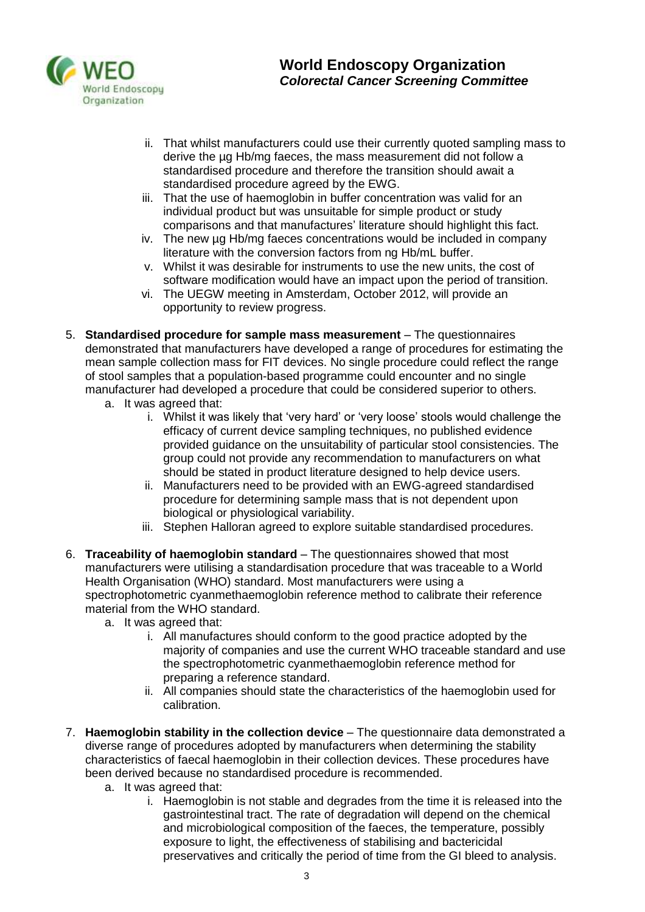ii. That whilst manufacturers could use their currently quoted sampling mass to derive the µg Hb/mg faeces, the mass measurement did not follow a standardised procedure and therefore the transition should await a standardised procedure agreed by the EWG.
   iii. That the use of haemoglobin in buffer concentration was valid for an individual product but was unsuitable for simple product or study comparisons and that manufactures' literature should highlight this fact.
   iv. The new µg Hb/mg faeces concentrations would be included in company literature with the conversion factors from ng Hb/mL buffer.
   v. Whilst it was desirable for instruments to use the new units, the cost of software modification would have an impact upon the period of transition.
   vi. The UEGW meeting in Amsterdam, October 2012, will provide an opportunity to review progress.

5. **Standardised procedure for sample mass measurement** – The questionnaires demonstrated that manufacturers have developed a range of procedures for estimating the mean sample collection mass for FIT devices. No single procedure could reflect the range of stool samples that a population-based programme could encounter and no single manufacturer had developed a procedure that could be considered superior to others.
   a. It was agreed that:
      i. Whilst it was likely that 'very hard' or 'very loose' stools would challenge the efficacy of current device sampling techniques, no published evidence provided guidance on the unsuitability of particular stool consistencies. The group could not provide any recommendation to manufacturers on what should be stated in product literature designed to help device users.
      ii. Manufacturers need to be provided with an EWG-agreed standardised procedure for determining sample mass that is not dependent upon biological or physiological variability.
      iii. Stephen Halloran agreed to explore suitable standardised procedures.

6. **Traceability of haemoglobin standard** – The questionnaires showed that most manufacturers were utilising a standardisation procedure that was traceable to a World Health Organisation (WHO) standard. Most manufacturers were using a spectrophotometric cyanmethaemoglobin reference method to calibrate their reference material from the WHO standard.
   a. It was agreed that:
      i. All manufactures should conform to the good practice adopted by the majority of companies and use the current WHO traceable standard and use the spectrophotometric cyanmethaemoglobin reference method for preparing a reference standard.
      ii. All companies should state the characteristics of the haemoglobin used for calibration.

7. **Haemoglobin stability in the collection device** – The questionnaire data demonstrated a diverse range of procedures adopted by manufacturers when determining the stability characteristics of faecal haemoglobin in their collection devices. These procedures have been derived because no standardised procedure is recommended.
   a. It was agreed that:
      i. Haemoglobin is not stable and degrades from the time it is released into the gastrointestinal tract. The rate of degradation will depend on the chemical and microbiological composition of the faeces, the temperature, possibly exposure to light, the effectiveness of stabilising and bactericidal preservatives and critically the period of time from the GI bleed to analysis.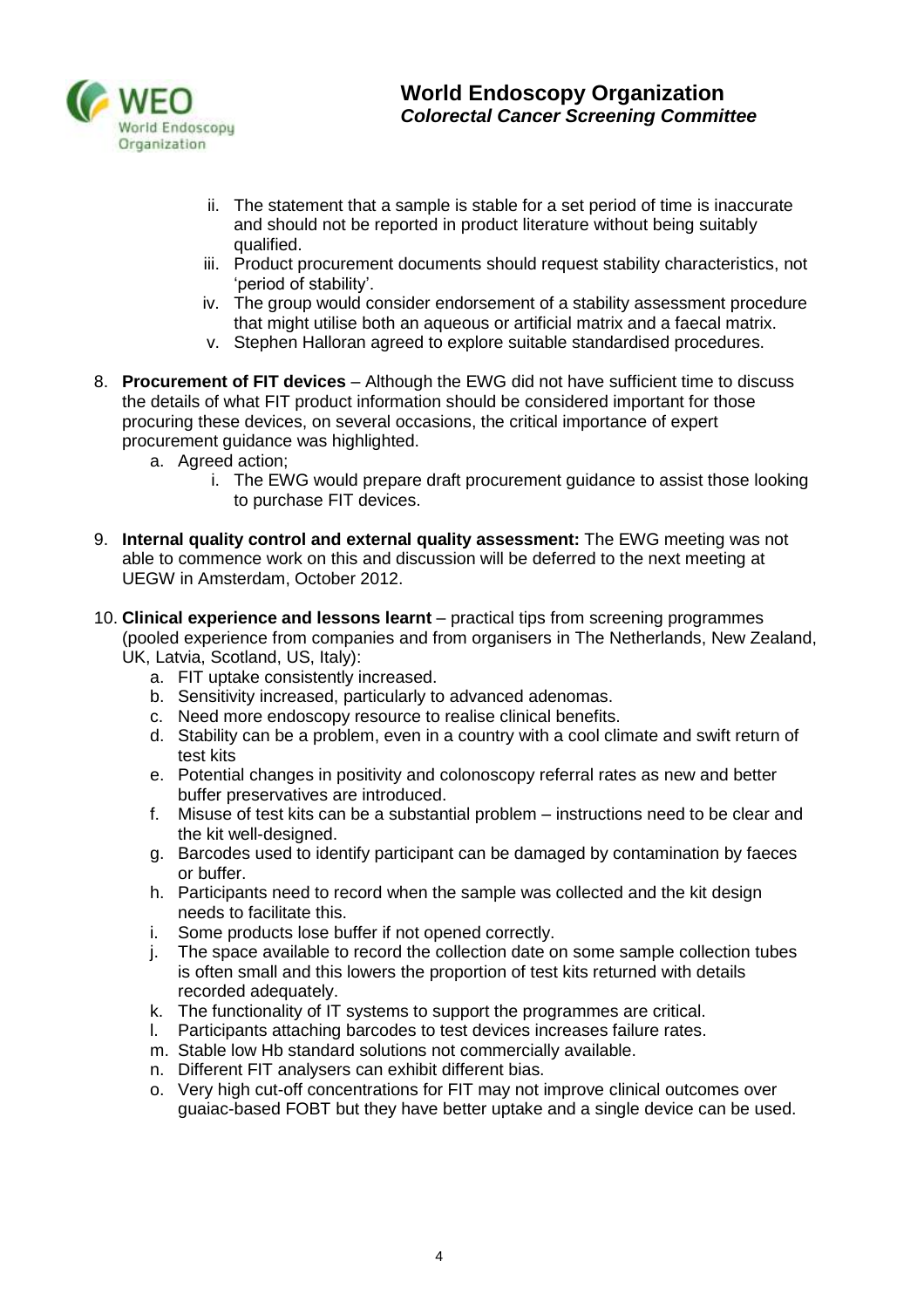ii. The statement that a sample is stable for a set period of time is inaccurate and should not be reported in product literature without being suitably qualified.
iii. Product procurement documents should request stability characteristics, not 'period of stability'.
iv. The group would consider endorsement of a stability assessment procedure that might utilise both an aqueous or artificial matrix and a faecal matrix.
v. Stephen Halloran agreed to explore suitable standardised procedures.

8. **Procurement of FIT devices** – Although the EWG did not have sufficient time to discuss the details of what FIT product information should be considered important for those procuring these devices, on several occasions, the critical importance of expert procurement guidance was highlighted.
   a. Agreed action;
      i. The EWG would prepare draft procurement guidance to assist those looking to purchase FIT devices.

9. **Internal quality control and external quality assessment:** The EWG meeting was not able to commence work on this and discussion will be deferred to the next meeting at UEGW in Amsterdam, October 2012.

10. **Clinical experience and lessons learnt** – practical tips from screening programmes (pooled experience from companies and from organisers in The Netherlands, New Zealand, UK, Latvia, Scotland, US, Italy):
    a. FIT uptake consistently increased.
    b. Sensitivity increased, particularly to advanced adenomas.
    c. Need more endoscopy resource to realise clinical benefits.
    d. Stability can be a problem, even in a country with a cool climate and swift return of test kits
    e. Potential changes in positivity and colonoscopy referral rates as new and better buffer preservatives are introduced.
    f. Misuse of test kits can be a substantial problem – instructions need to be clear and the kit well-designed.
    g. Barcodes used to identify participant can be damaged by contamination by faeces or buffer.
    h. Participants need to record when the sample was collected and the kit design needs to facilitate this.
    i. Some products lose buffer if not opened correctly.
    j. The space available to record the collection date on some sample collection tubes is often small and this lowers the proportion of test kits returned with details recorded adequately.
    k. The functionality of IT systems to support the programmes are critical.
    l. Participants attaching barcodes to test devices increases failure rates.
    m. Stable low Hb standard solutions not commercially available.
    n. Different FIT analysers can exhibit different bias.
    o. Very high cut-off concentrations for FIT may not improve clinical outcomes over guaiac-based FOBT but they have better uptake and a single device can be used.